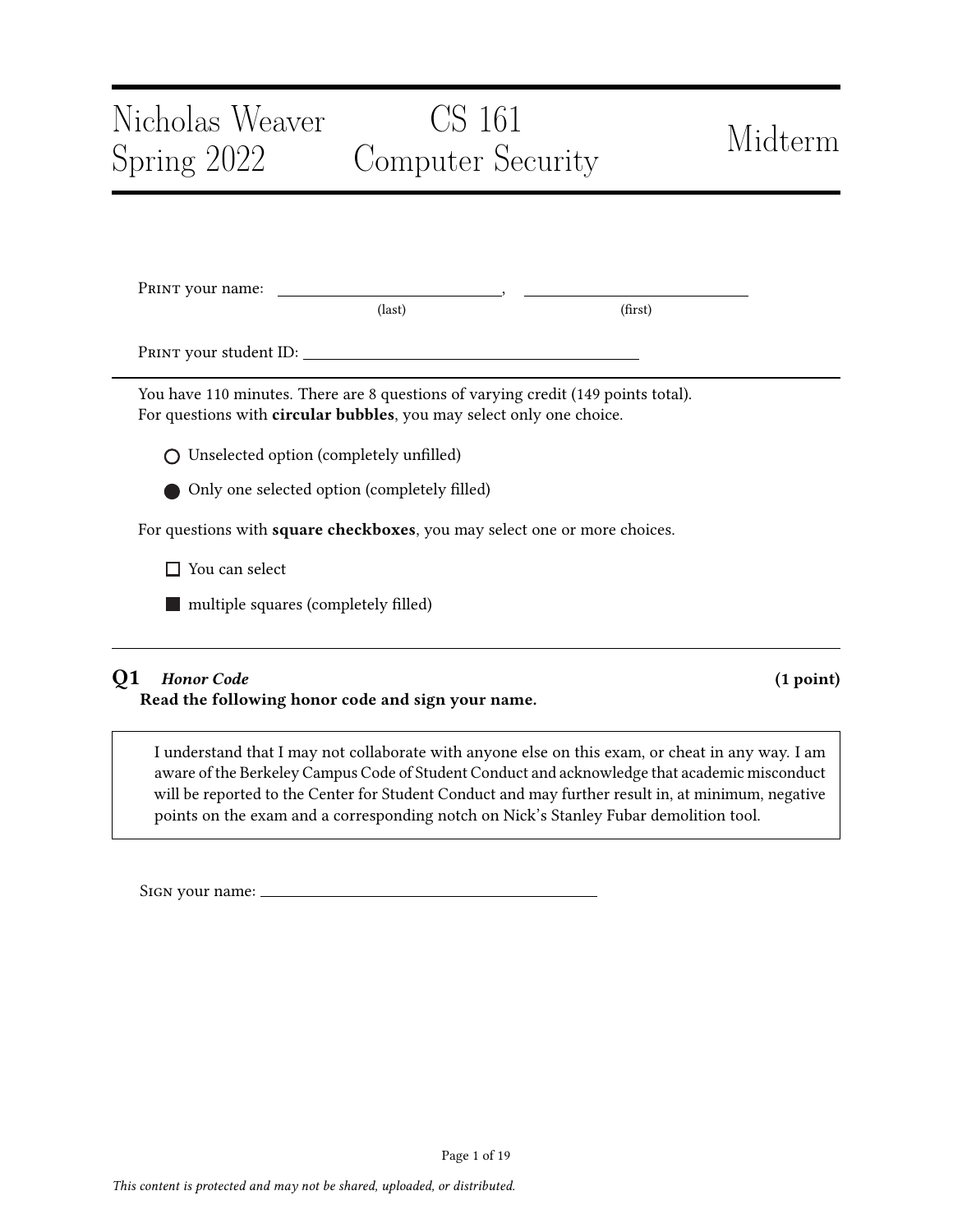# Nicholas Weaver — Spring 2022 — CS 161 Computer Security — Midterm

PRINT your name: \_\_\_\_\_\_\_\_\_\_\_\_\_\_\_\_\_\_\_\_ (last), \_\_\_\_\_\_\_\_\_\_\_\_\_\_\_\_\_\_\_\_ (first)

PRINT your student ID: \_\_\_\_\_\_\_\_\_\_\_\_\_\_\_\_\_\_\_\_\_\_\_\_\_\_\_\_\_\_

You have 110 minutes. There are 8 questions of varying credit (149 points total).
For questions with **circular bubbles**, you may select only one choice.

○ Unselected option (completely unfilled)

● Only one selected option (completely filled)

For questions with **square checkboxes**, you may select one or more choices.

☐ You can select

■ multiple squares (completely filled)

---

## Q1 *Honor Code* (1 point)

**Read the following honor code and sign your name.**

> I understand that I may not collaborate with anyone else on this exam, or cheat in any way. I am aware of the Berkeley Campus Code of Student Conduct and acknowledge that academic misconduct will be reported to the Center for Student Conduct and may further result in, at minimum, negative points on the exam and a corresponding notch on Nick's Stanley Fubar demolition tool.

SIGN your name: \_\_\_\_\_\_\_\_\_\_\_\_\_\_\_\_\_\_\_\_\_\_\_\_\_\_\_\_\_\_

*This content is protected and may not be shared, uploaded, or distributed.*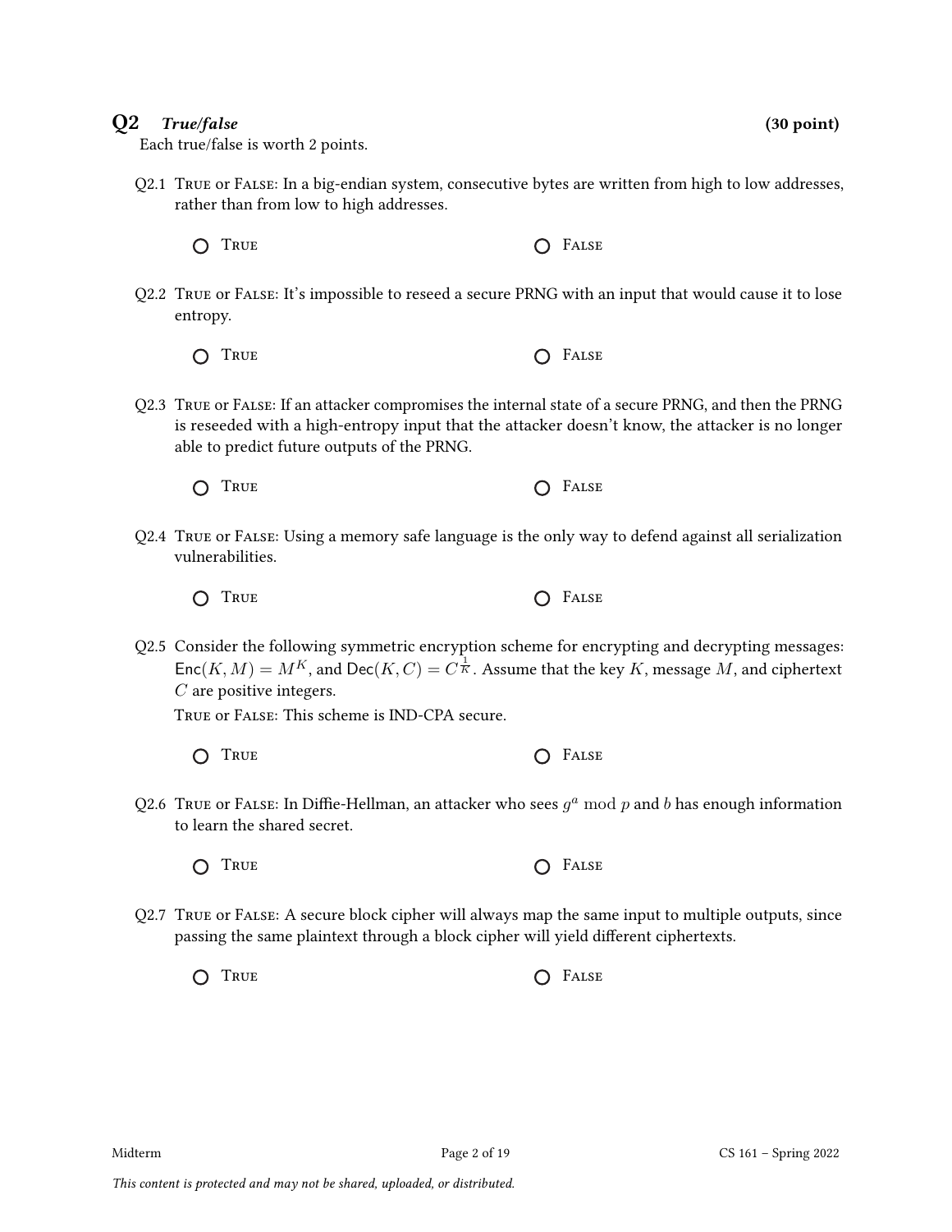## Q2 *True/false* (30 point)

Each true/false is worth 2 points.

Q2.1 True or False: In a big-endian system, consecutive bytes are written from high to low addresses, rather than from low to high addresses.

○ True ○ False

Q2.2 True or False: It's impossible to reseed a secure PRNG with an input that would cause it to lose entropy.

○ True ○ False

Q2.3 True or False: If an attacker compromises the internal state of a secure PRNG, and then the PRNG is reseeded with a high-entropy input that the attacker doesn't know, the attacker is no longer able to predict future outputs of the PRNG.

○ True ○ False

Q2.4 True or False: Using a memory safe language is the only way to defend against all serialization vulnerabilities.

○ True ○ False

Q2.5 Consider the following symmetric encryption scheme for encrypting and decrypting messages: $\mathsf{Enc}(K, M) = M^K$, and $\mathsf{Dec}(K, C) = C^{\frac{1}{K}}$. Assume that the key $K$, message $M$, and ciphertext $C$ are positive integers.

True or False: This scheme is IND-CPA secure.

○ True ○ False

Q2.6 True or False: In Diffie-Hellman, an attacker who sees $g^a \bmod p$ and $b$ has enough information to learn the shared secret.

○ True ○ False

Q2.7 True or False: A secure block cipher will always map the same input to multiple outputs, since passing the same plaintext through a block cipher will yield different ciphertexts.

○ True ○ False

*This content is protected and may not be shared, uploaded, or distributed.*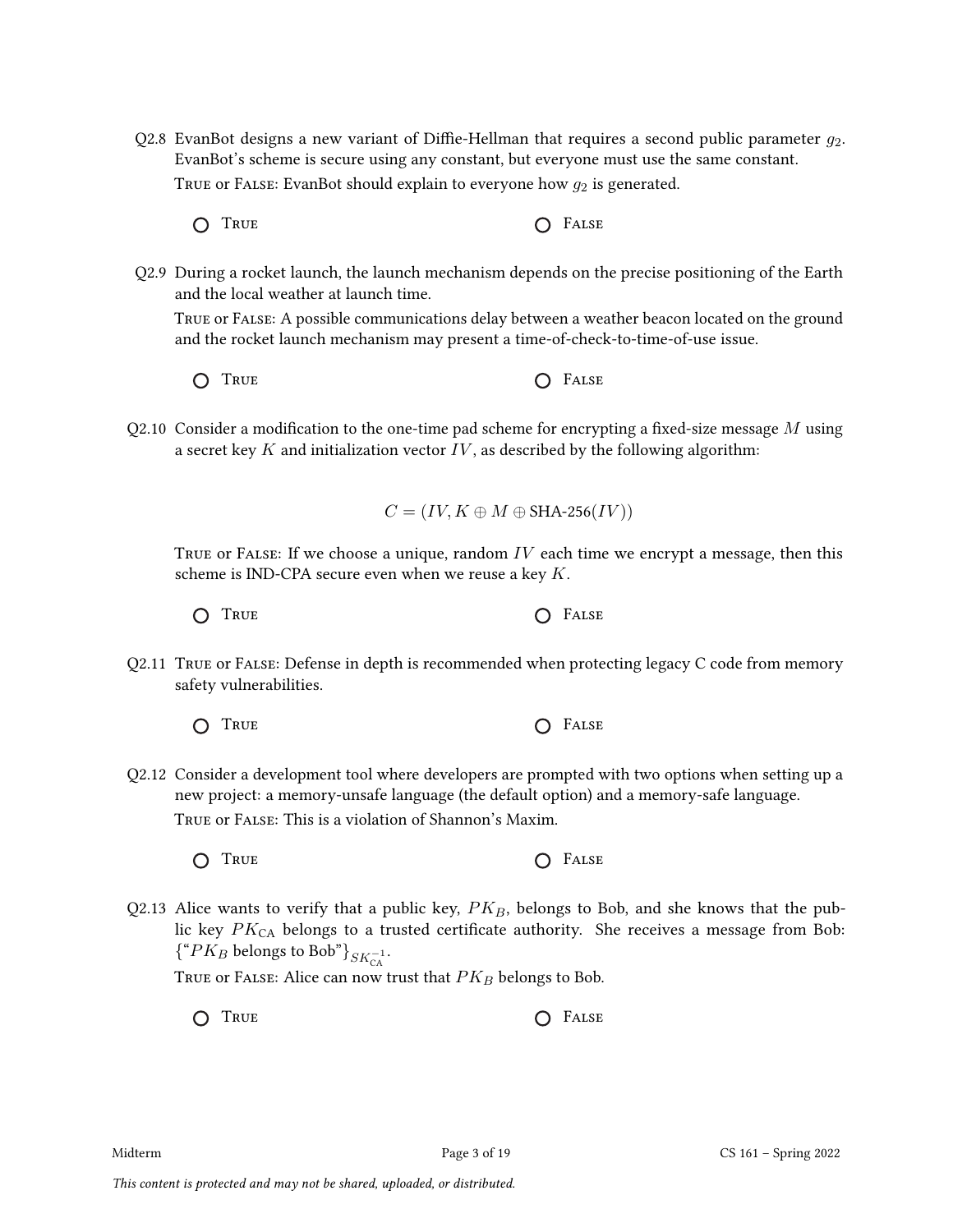Q2.8 EvanBot designs a new variant of Diffie-Hellman that requires a second public parameter $g_2$. EvanBot's scheme is secure using any constant, but everyone must use the same constant.

TRUE or FALSE: EvanBot should explain to everyone how $g_2$ is generated.

○ TRUE ○ FALSE

Q2.9 During a rocket launch, the launch mechanism depends on the precise positioning of the Earth and the local weather at launch time.

TRUE or FALSE: A possible communications delay between a weather beacon located on the ground and the rocket launch mechanism may present a time-of-check-to-time-of-use issue.

○ TRUE ○ FALSE

Q2.10 Consider a modification to the one-time pad scheme for encrypting a fixed-size message $M$ using a secret key $K$ and initialization vector $IV$, as described by the following algorithm:

$$C = (IV, K \oplus M \oplus \text{SHA-256}(IV))$$

TRUE or FALSE: If we choose a unique, random $IV$ each time we encrypt a message, then this scheme is IND-CPA secure even when we reuse a key $K$.

○ TRUE ○ FALSE

Q2.11 TRUE or FALSE: Defense in depth is recommended when protecting legacy C code from memory safety vulnerabilities.

○ TRUE ○ FALSE

Q2.12 Consider a development tool where developers are prompted with two options when setting up a new project: a memory-unsafe language (the default option) and a memory-safe language.

TRUE or FALSE: This is a violation of Shannon's Maxim.

○ TRUE ○ FALSE

Q2.13 Alice wants to verify that a public key, $PK_B$, belongs to Bob, and she knows that the public key $PK_{\text{CA}}$ belongs to a trusted certificate authority. She receives a message from Bob: $\{\text{“}PK_B \text{ belongs to Bob”}\}_{SK_{\text{CA}}^{-1}}$.

TRUE or FALSE: Alice can now trust that $PK_B$ belongs to Bob.

○ TRUE ○ FALSE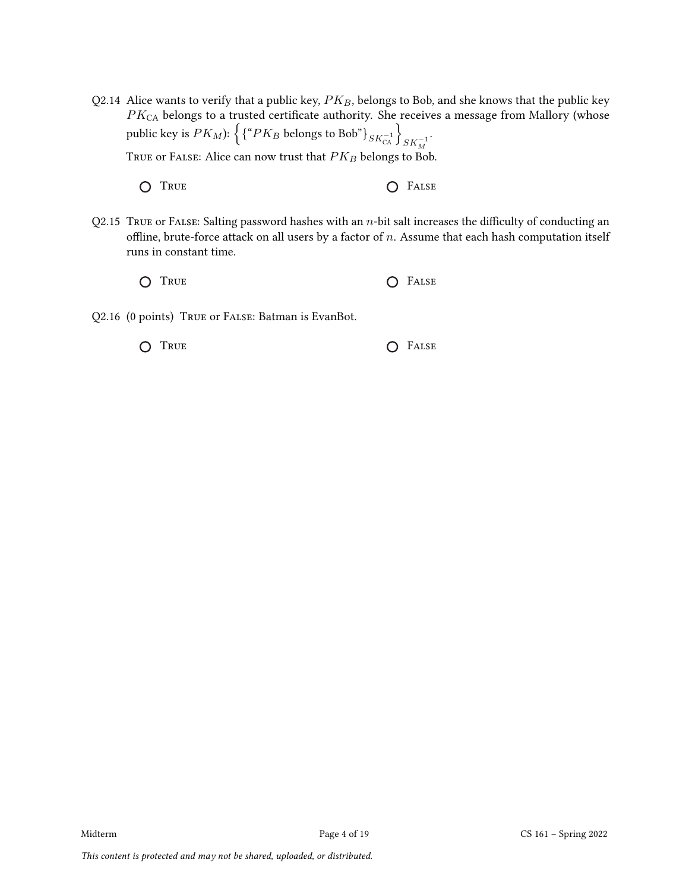Q2.14 Alice wants to verify that a public key, $PK_B$, belongs to Bob, and she knows that the public key $PK_{\text{CA}}$ belongs to a trusted certificate authority. She receives a message from Mallory (whose public key is $PK_M$): $\left\{ \{\text{“}PK_B \text{ belongs to Bob”}\}_{SK_{\text{CA}}^{-1}} \right\}_{SK_M^{-1}}$.

True or False: Alice can now trust that $PK_B$ belongs to Bob.

○ True ○ False

Q2.15 True or False: Salting password hashes with an $n$-bit salt increases the difficulty of conducting an offline, brute-force attack on all users by a factor of $n$. Assume that each hash computation itself runs in constant time.

○ True ○ False

Q2.16 (0 points) True or False: Batman is EvanBot.

○ True ○ False

*This content is protected and may not be shared, uploaded, or distributed.*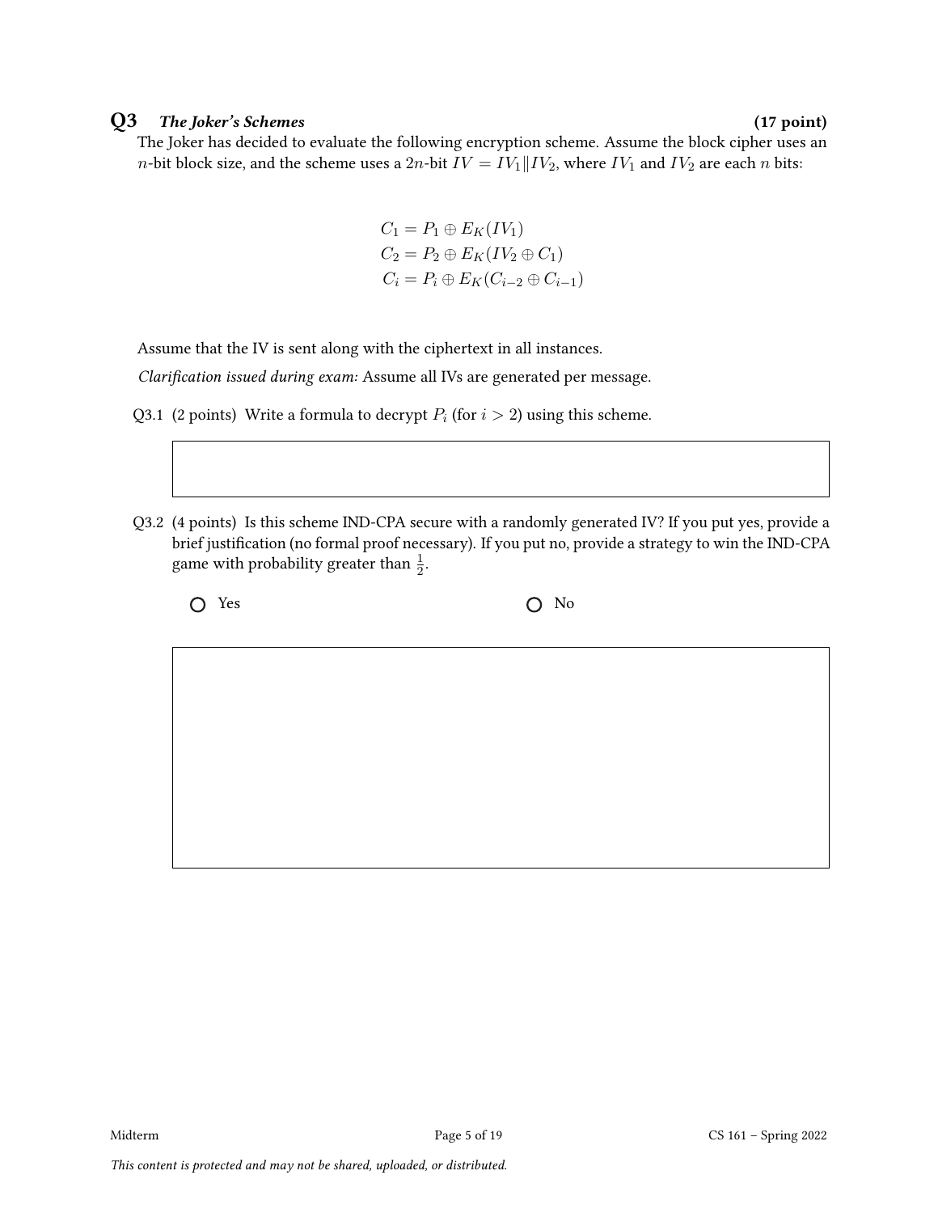## Q3 *The Joker's Schemes* (17 point)

The Joker has decided to evaluate the following encryption scheme. Assume the block cipher uses an $n$-bit block size, and the scheme uses a $2n$-bit $IV = IV_1 \| IV_2$, where $IV_1$ and $IV_2$ are each $n$ bits:

$$C_1 = P_1 \oplus E_K(IV_1)$$
$$C_2 = P_2 \oplus E_K(IV_2 \oplus C_1)$$
$$C_i = P_i \oplus E_K(C_{i-2} \oplus C_{i-1})$$

Assume that the IV is sent along with the ciphertext in all instances.

*Clarification issued during exam:* Assume all IVs are generated per message.

Q3.1 (2 points) Write a formula to decrypt $P_i$ (for $i > 2$) using this scheme.

Q3.2 (4 points) Is this scheme IND-CPA secure with a randomly generated IV? If you put yes, provide a brief justification (no formal proof necessary). If you put no, provide a strategy to win the IND-CPA game with probability greater than $\frac{1}{2}$.

○ Yes ○ No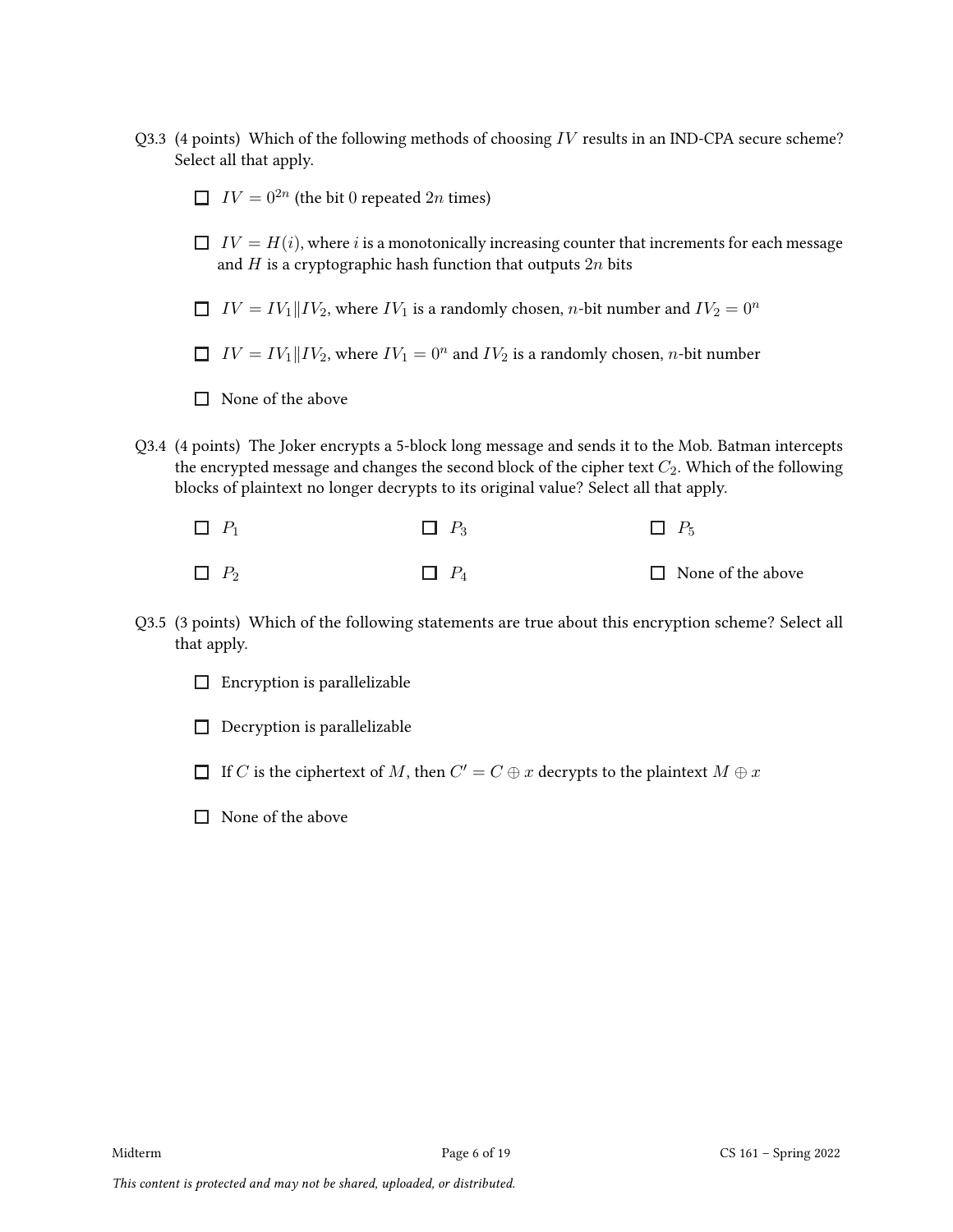Q3.3 (4 points) Which of the following methods of choosing $IV$ results in an IND-CPA secure scheme? Select all that apply.

- ☐ $IV = 0^{2n}$ (the bit 0 repeated $2n$ times)
- ☐ $IV = H(i)$, where $i$ is a monotonically increasing counter that increments for each message and $H$ is a cryptographic hash function that outputs $2n$ bits
- ☐ $IV = IV_1 \| IV_2$, where $IV_1$ is a randomly chosen, $n$-bit number and $IV_2 = 0^n$
- ☐ $IV = IV_1 \| IV_2$, where $IV_1 = 0^n$ and $IV_2$ is a randomly chosen, $n$-bit number
- ☐ None of the above

Q3.4 (4 points) The Joker encrypts a 5-block long message and sends it to the Mob. Batman intercepts the encrypted message and changes the second block of the cipher text $C_2$. Which of the following blocks of plaintext no longer decrypts to its original value? Select all that apply.

- ☐ $P_1$
- ☐ $P_2$
- ☐ $P_3$
- ☐ $P_4$
- ☐ $P_5$
- ☐ None of the above

Q3.5 (3 points) Which of the following statements are true about this encryption scheme? Select all that apply.

- ☐ Encryption is parallelizable
- ☐ Decryption is parallelizable
- ☐ If $C$ is the ciphertext of $M$, then $C' = C \oplus x$ decrypts to the plaintext $M \oplus x$
- ☐ None of the above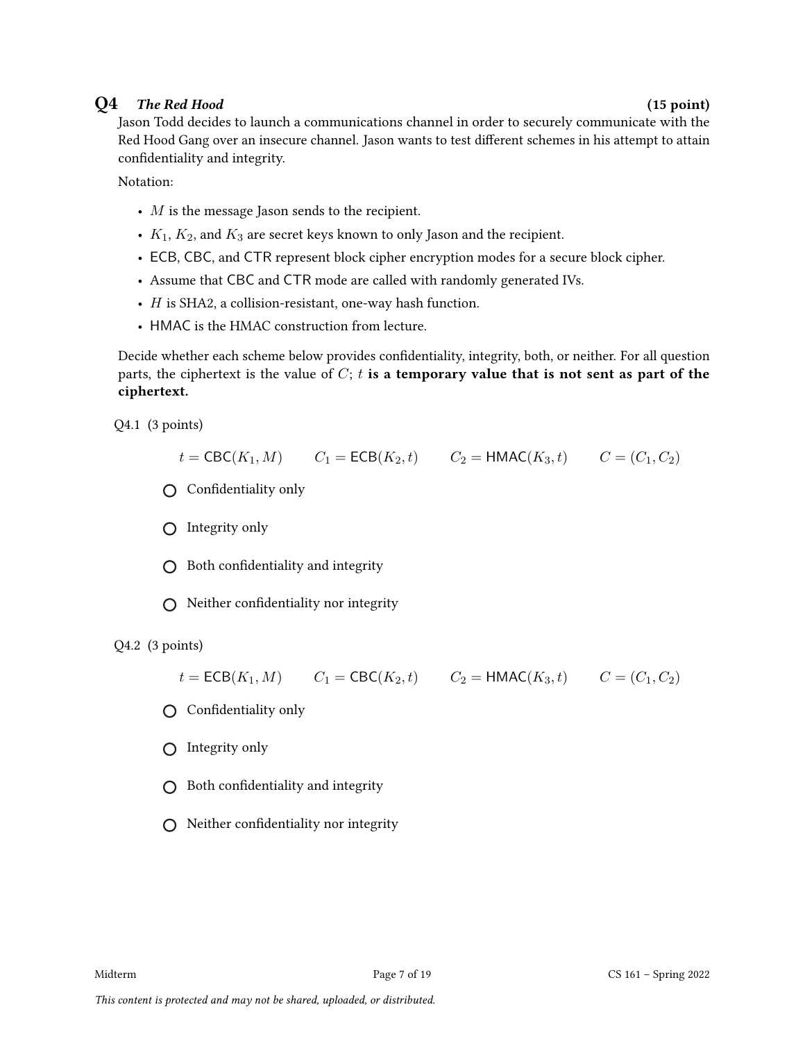## Q4 *The Red Hood* (15 point)

Jason Todd decides to launch a communications channel in order to securely communicate with the Red Hood Gang over an insecure channel. Jason wants to test different schemes in his attempt to attain confidentiality and integrity.

Notation:

- $M$ is the message Jason sends to the recipient.
- $K_1$, $K_2$, and $K_3$ are secret keys known to only Jason and the recipient.
- ECB, CBC, and CTR represent block cipher encryption modes for a secure block cipher.
- Assume that CBC and CTR mode are called with randomly generated IVs.
- $H$ is SHA2, a collision-resistant, one-way hash function.
- HMAC is the HMAC construction from lecture.

Decide whether each scheme below provides confidentiality, integrity, both, or neither. For all question parts, the ciphertext is the value of $C$; $t$ **is a temporary value that is not sent as part of the ciphertext.**

Q4.1 (3 points)

$$t = \mathsf{CBC}(K_1, M) \qquad C_1 = \mathsf{ECB}(K_2, t) \qquad C_2 = \mathsf{HMAC}(K_3, t) \qquad C = (C_1, C_2)$$

- ○ Confidentiality only
- ○ Integrity only
- ○ Both confidentiality and integrity
- ○ Neither confidentiality nor integrity

Q4.2 (3 points)

$$t = \mathsf{ECB}(K_1, M) \qquad C_1 = \mathsf{CBC}(K_2, t) \qquad C_2 = \mathsf{HMAC}(K_3, t) \qquad C = (C_1, C_2)$$

- ○ Confidentiality only
- ○ Integrity only
- ○ Both confidentiality and integrity
- ○ Neither confidentiality nor integrity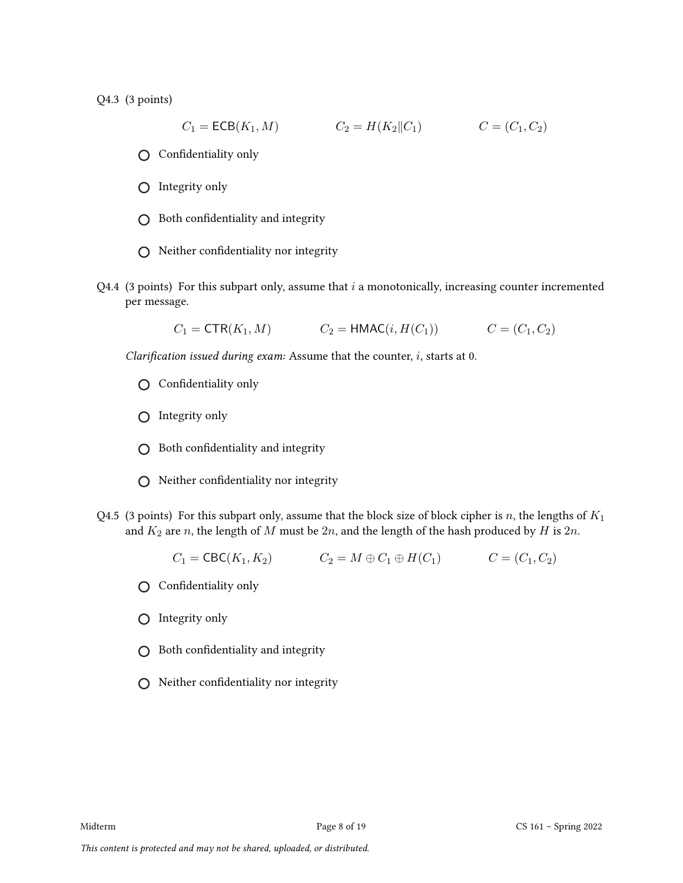Q4.3 (3 points)

$$C_1 = \mathsf{ECB}(K_1, M) \qquad C_2 = H(K_2 \| C_1) \qquad C = (C_1, C_2)$$

- ○ Confidentiality only
- ○ Integrity only
- ○ Both confidentiality and integrity
- ○ Neither confidentiality nor integrity

Q4.4 (3 points) For this subpart only, assume that $i$ a monotonically, increasing counter incremented per message.

$$C_1 = \mathsf{CTR}(K_1, M) \qquad C_2 = \mathsf{HMAC}(i, H(C_1)) \qquad C = (C_1, C_2)$$

*Clarification issued during exam:* Assume that the counter, $i$, starts at 0.

- ○ Confidentiality only
- ○ Integrity only
- ○ Both confidentiality and integrity
- ○ Neither confidentiality nor integrity

Q4.5 (3 points) For this subpart only, assume that the block size of block cipher is $n$, the lengths of $K_1$ and $K_2$ are $n$, the length of $M$ must be $2n$, and the length of the hash produced by $H$ is $2n$.

$$C_1 = \mathsf{CBC}(K_1, K_2) \qquad C_2 = M \oplus C_1 \oplus H(C_1) \qquad C = (C_1, C_2)$$

- ○ Confidentiality only
- ○ Integrity only
- ○ Both confidentiality and integrity
- ○ Neither confidentiality nor integrity

*This content is protected and may not be shared, uploaded, or distributed.*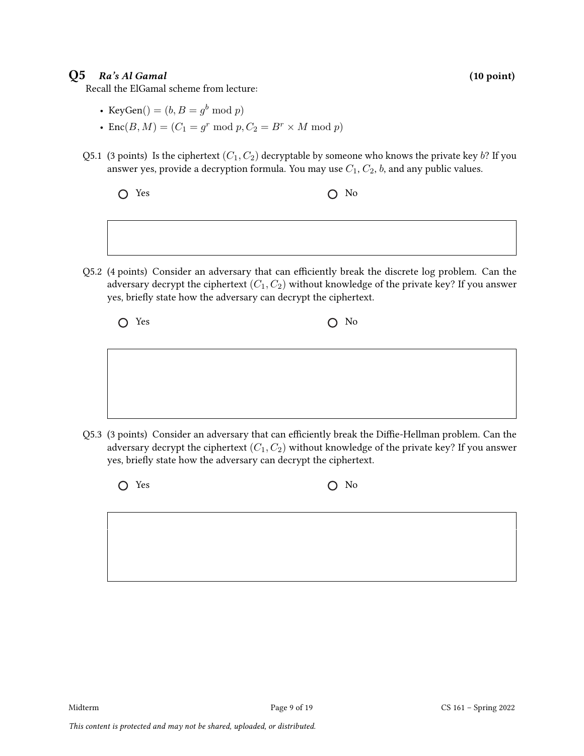## Q5 *Ra's Al Gamal* (10 point)

Recall the ElGamal scheme from lecture:

- KeyGen() $= (b, B = g^b \bmod p)$
- Enc$(B, M) = (C_1 = g^r \bmod p, C_2 = B^r \times M \bmod p)$

Q5.1 (3 points) Is the ciphertext $(C_1, C_2)$ decryptable by someone who knows the private key $b$? If you answer yes, provide a decryption formula. You may use $C_1$, $C_2$, $b$, and any public values.

○ Yes ○ No

Q5.2 (4 points) Consider an adversary that can efficiently break the discrete log problem. Can the adversary decrypt the ciphertext $(C_1, C_2)$ without knowledge of the private key? If you answer yes, briefly state how the adversary can decrypt the ciphertext.

○ Yes ○ No

Q5.3 (3 points) Consider an adversary that can efficiently break the Diffie-Hellman problem. Can the adversary decrypt the ciphertext $(C_1, C_2)$ without knowledge of the private key? If you answer yes, briefly state how the adversary can decrypt the ciphertext.

○ Yes ○ No

*This content is protected and may not be shared, uploaded, or distributed.*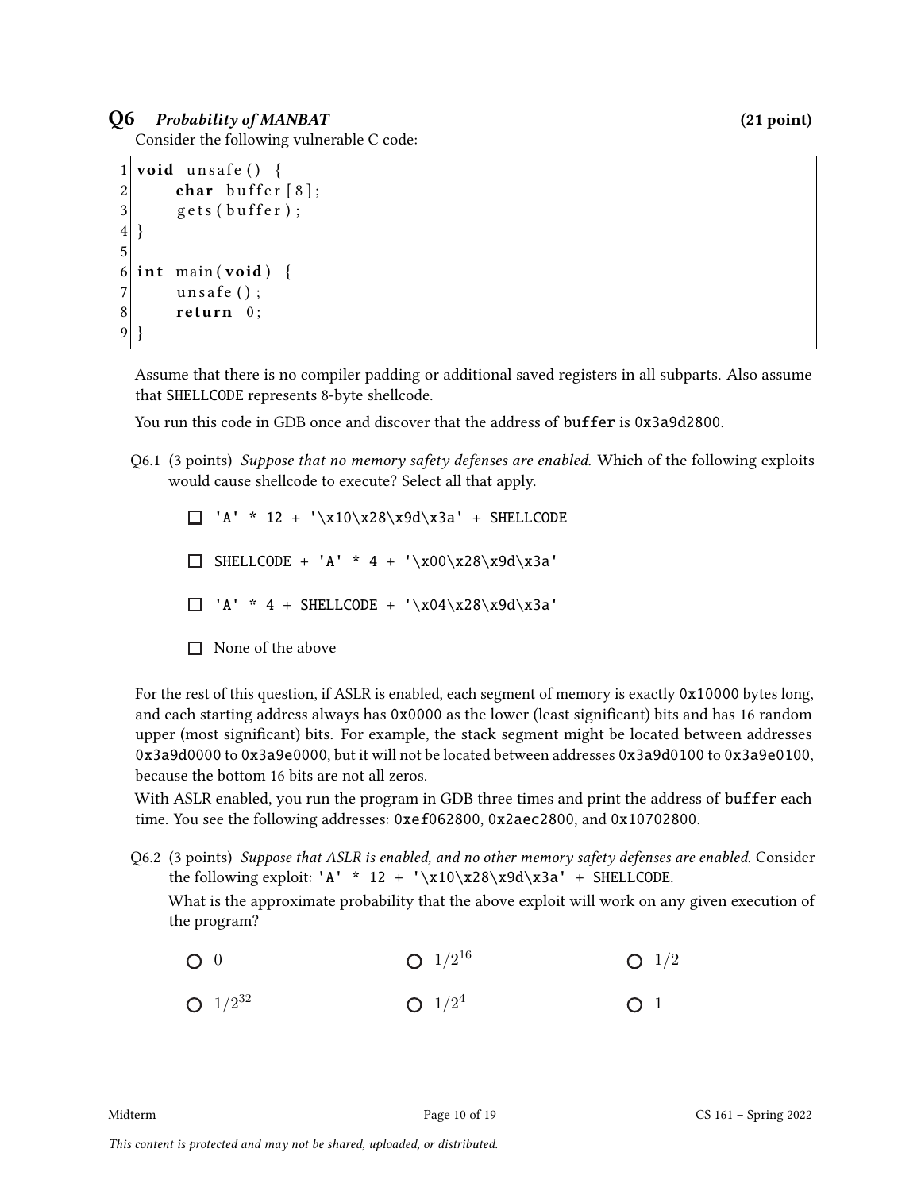## Q6 *Probability of MANBAT* (21 point)

Consider the following vulnerable C code:

```c
void unsafe() {
    char buffer[8];
    gets(buffer);
}

int main(void) {
    unsafe();
    return 0;
}
```

Assume that there is no compiler padding or additional saved registers in all subparts. Also assume that `SHELLCODE` represents 8-byte shellcode.

You run this code in GDB once and discover that the address of `buffer` is `0x3a9d2800`.

Q6.1 (3 points) *Suppose that no memory safety defenses are enabled.* Which of the following exploits would cause shellcode to execute? Select all that apply.

- ☐ `'A' * 12 + '\x10\x28\x9d\x3a' + SHELLCODE`
- ☐ `SHELLCODE + 'A' * 4 + '\x00\x28\x9d\x3a'`
- ☐ `'A' * 4 + SHELLCODE + '\x04\x28\x9d\x3a'`
- ☐ None of the above

For the rest of this question, if ASLR is enabled, each segment of memory is exactly `0x10000` bytes long, and each starting address always has `0x0000` as the lower (least significant) bits and has 16 random upper (most significant) bits. For example, the stack segment might be located between addresses `0x3a9d0000` to `0x3a9e0000`, but it will not be located between addresses `0x3a9d0100` to `0x3a9e0100`, because the bottom 16 bits are not all zeros.

With ASLR enabled, you run the program in GDB three times and print the address of `buffer` each time. You see the following addresses: `0xef062800`, `0x2aec2800`, and `0x10702800`.

Q6.2 (3 points) *Suppose that ASLR is enabled, and no other memory safety defenses are enabled.* Consider the following exploit: `'A' * 12 + '\x10\x28\x9d\x3a' + SHELLCODE`.

What is the approximate probability that the above exploit will work on any given execution of the program?

- ○ 0
- ○ $1/2^{16}$
- ○ $1/2$
- ○ $1/2^{32}$
- ○ $1/2^{4}$
- ○ 1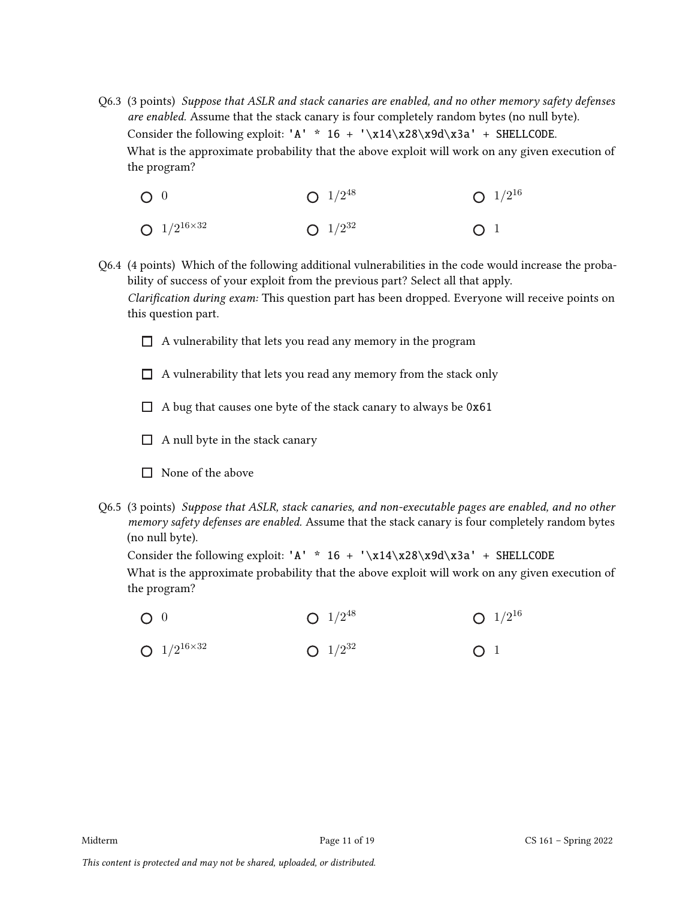Q6.3 (3 points) *Suppose that ASLR and stack canaries are enabled, and no other memory safety defenses are enabled.* Assume that the stack canary is four completely random bytes (no null byte).

Consider the following exploit: `'A' * 16 + '\x14\x28\x9d\x3a' + SHELLCODE`.

What is the approximate probability that the above exploit will work on any given execution of the program?

- ◯ 0
- ◯ $1/2^{48}$
- ◯ $1/2^{16}$
- ◯ $1/2^{16\times 32}$
- ◯ $1/2^{32}$
- ◯ 1

Q6.4 (4 points) Which of the following additional vulnerabilities in the code would increase the probability of success of your exploit from the previous part? Select all that apply.

*Clarification during exam:* This question part has been dropped. Everyone will receive points on this question part.

- ☐ A vulnerability that lets you read any memory in the program
- ☐ A vulnerability that lets you read any memory from the stack only
- ☐ A bug that causes one byte of the stack canary to always be `0x61`
- ☐ A null byte in the stack canary
- ☐ None of the above

Q6.5 (3 points) *Suppose that ASLR, stack canaries, and non-executable pages are enabled, and no other memory safety defenses are enabled.* Assume that the stack canary is four completely random bytes (no null byte).

Consider the following exploit: `'A' * 16 + '\x14\x28\x9d\x3a' + SHELLCODE`

What is the approximate probability that the above exploit will work on any given execution of the program?

- ◯ 0
- ◯ $1/2^{48}$
- ◯ $1/2^{16}$
- ◯ $1/2^{16\times 32}$
- ◯ $1/2^{32}$
- ◯ 1

*This content is protected and may not be shared, uploaded, or distributed.*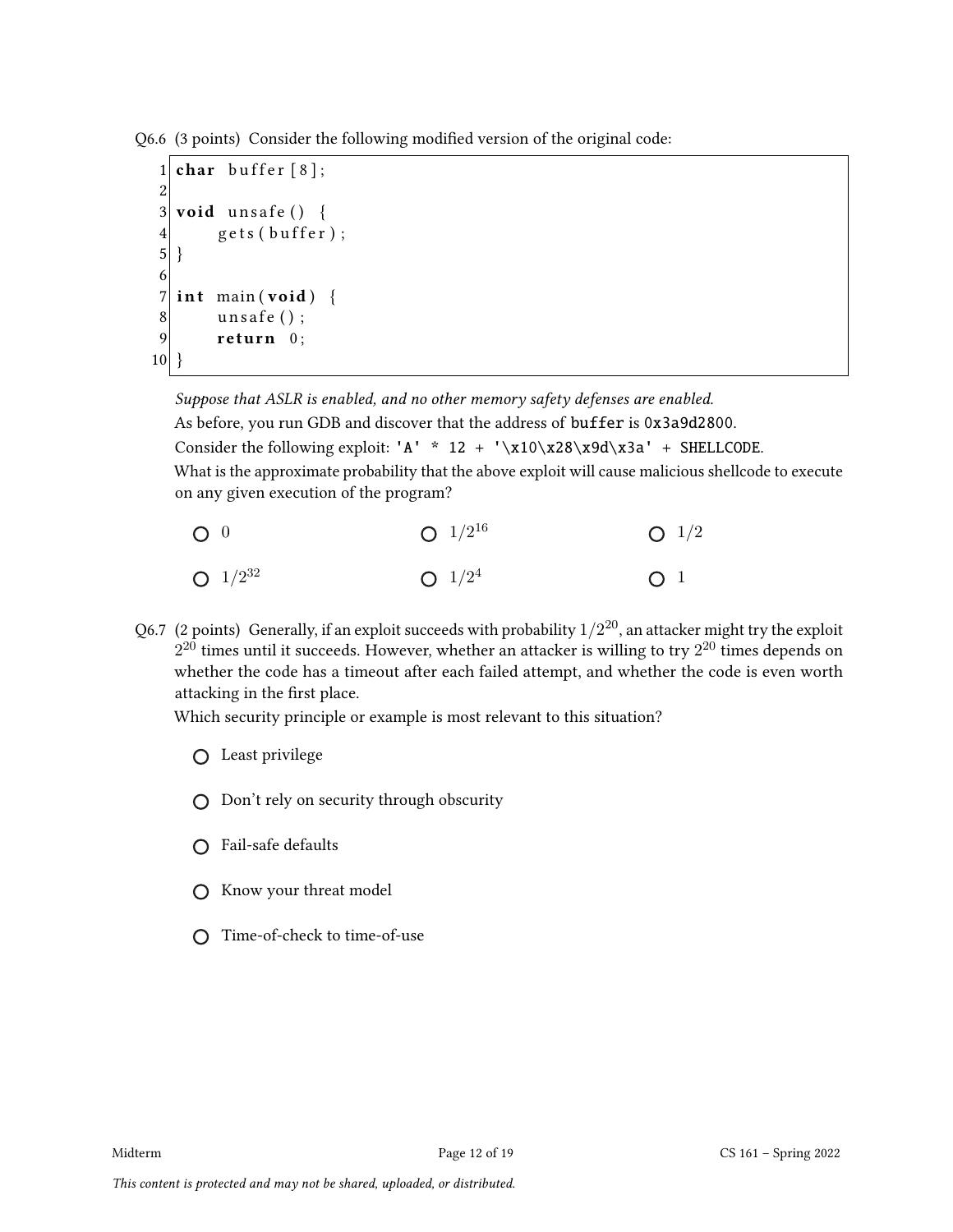Q6.6 (3 points) Consider the following modified version of the original code:

```
1  char buffer[8];
2
3  void unsafe() {
4      gets(buffer);
5  }
6
7  int main(void) {
8      unsafe();
9      return 0;
10 }
```

*Suppose that ASLR is enabled, and no other memory safety defenses are enabled.*

As before, you run GDB and discover that the address of `buffer` is `0x3a9d2800`.

Consider the following exploit: `'A' * 12 + '\x10\x28\x9d\x3a' + SHELLCODE`.

What is the approximate probability that the above exploit will cause malicious shellcode to execute on any given execution of the program?

- ○ 0
- ○ $1/2^{16}$
- ○ $1/2$
- ○ $1/2^{32}$
- ○ $1/2^{4}$
- ○ 1

Q6.7 (2 points) Generally, if an exploit succeeds with probability $1/2^{20}$, an attacker might try the exploit $2^{20}$ times until it succeeds. However, whether an attacker is willing to try $2^{20}$ times depends on whether the code has a timeout after each failed attempt, and whether the code is even worth attacking in the first place.

Which security principle or example is most relevant to this situation?

- ○ Least privilege
- ○ Don't rely on security through obscurity
- ○ Fail-safe defaults
- ○ Know your threat model
- ○ Time-of-check to time-of-use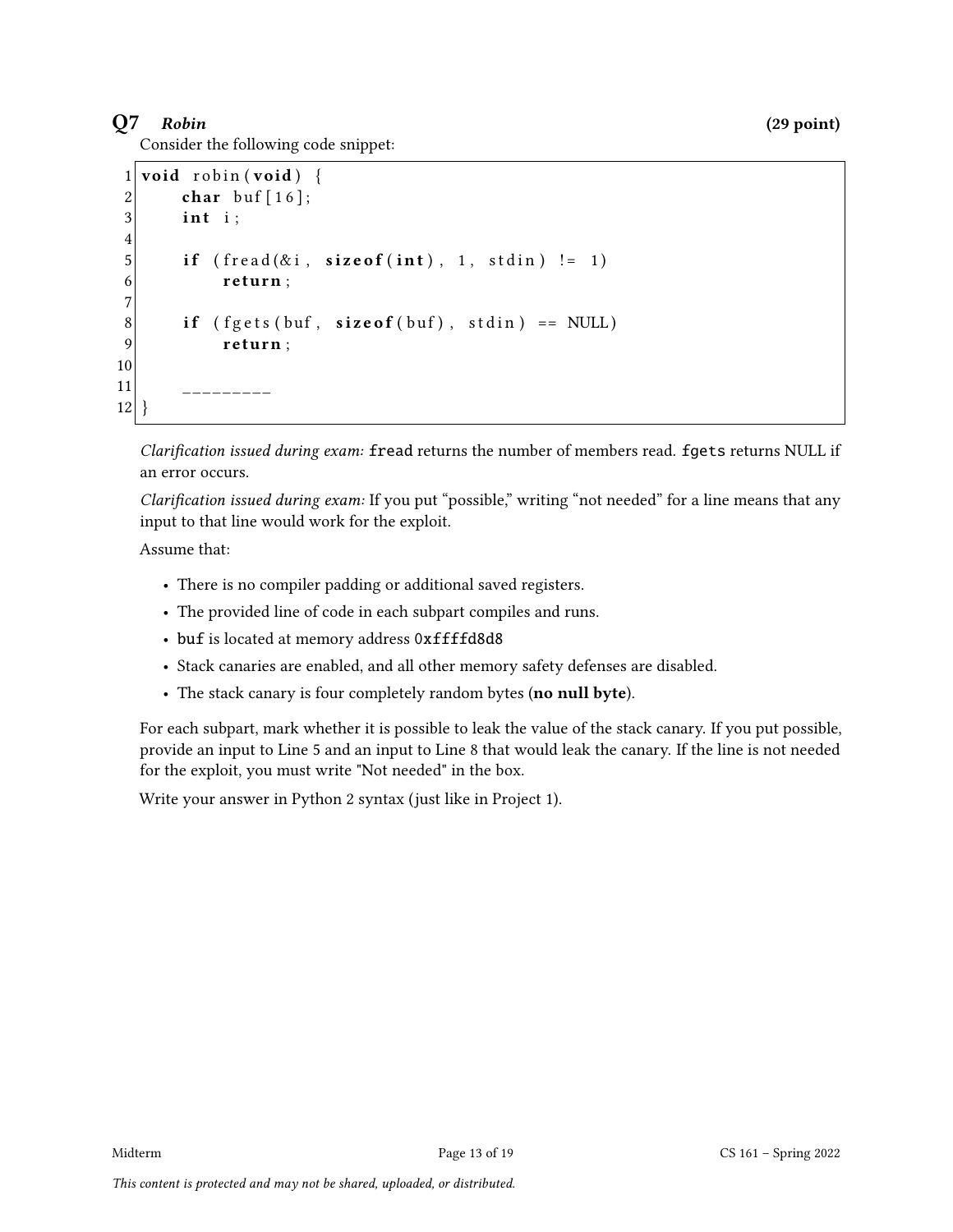## Q7 *Robin* (29 point)

Consider the following code snippet:

```
1  void robin(void) {
2      char buf[16];
3      int i;
4
5      if (fread(&i, sizeof(int), 1, stdin) != 1)
6          return;
7
8      if (fgets(buf, sizeof(buf), stdin) == NULL)
9          return;
10
11     _________
12 }
```

*Clarification issued during exam:* fread returns the number of members read. fgets returns NULL if an error occurs.

*Clarification issued during exam:* If you put "possible," writing "not needed" for a line means that any input to that line would work for the exploit.

Assume that:

- There is no compiler padding or additional saved registers.
- The provided line of code in each subpart compiles and runs.
- buf is located at memory address 0xffffd8d8
- Stack canaries are enabled, and all other memory safety defenses are disabled.
- The stack canary is four completely random bytes (**no null byte**).

For each subpart, mark whether it is possible to leak the value of the stack canary. If you put possible, provide an input to Line 5 and an input to Line 8 that would leak the canary. If the line is not needed for the exploit, you must write "Not needed" in the box.

Write your answer in Python 2 syntax (just like in Project 1).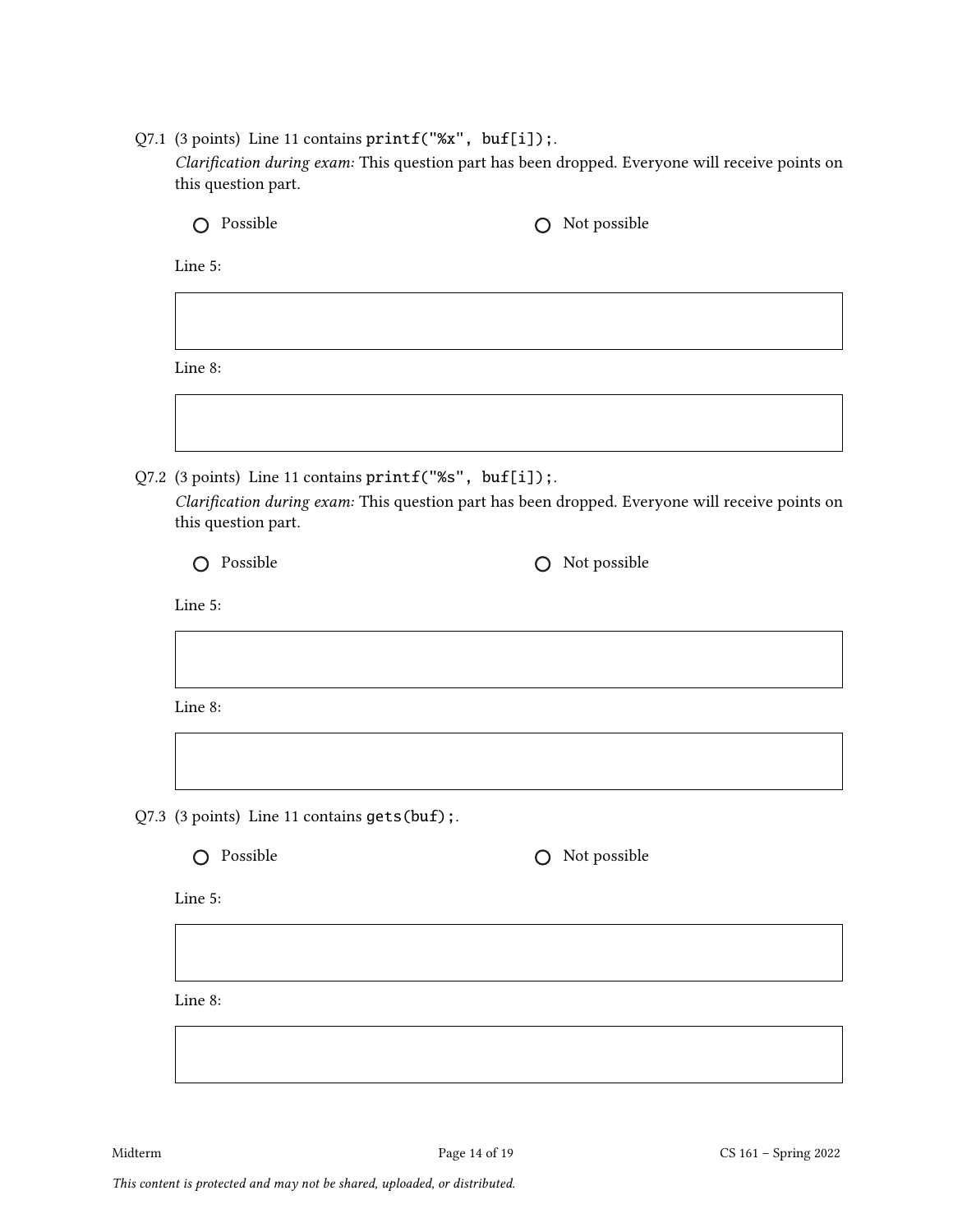Q7.1 (3 points) Line 11 contains `printf("%x", buf[i]);`.

*Clarification during exam:* This question part has been dropped. Everyone will receive points on this question part.

○ Possible ○ Not possible

Line 5:

Line 8:

Q7.2 (3 points) Line 11 contains `printf("%s", buf[i]);`.

*Clarification during exam:* This question part has been dropped. Everyone will receive points on this question part.

○ Possible ○ Not possible

Line 5:

Line 8:

Q7.3 (3 points) Line 11 contains `gets(buf);`.

○ Possible ○ Not possible

Line 5:

Line 8: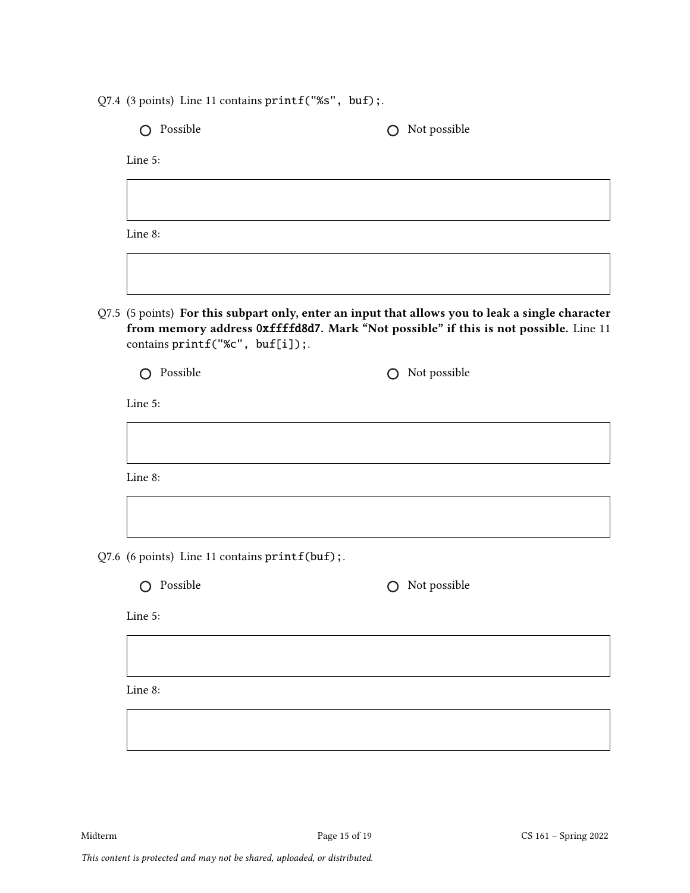Q7.4 (3 points) Line 11 contains `printf("%s", buf);`.

○ Possible ○ Not possible

Line 5:

Line 8:

Q7.5 (5 points) **For this subpart only, enter an input that allows you to leak a single character from memory address `0xffffd8d7`. Mark "Not possible" if this is not possible.** Line 11 contains `printf("%c", buf[i]);`.

○ Possible ○ Not possible

Line 5:

Line 8:

Q7.6 (6 points) Line 11 contains `printf(buf);`.

○ Possible ○ Not possible

Line 5:

Line 8:

*This content is protected and may not be shared, uploaded, or distributed.*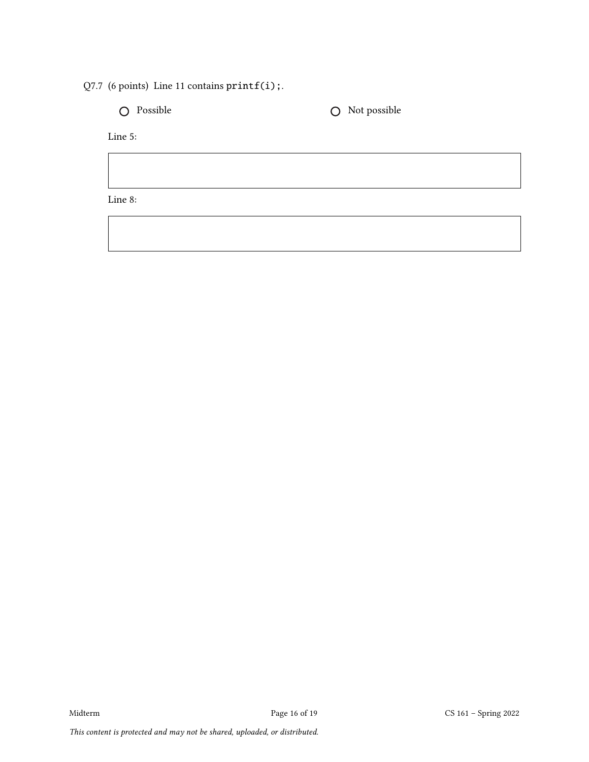Q7.7 (6 points) Line 11 contains `printf(i);`.

○ Possible ○ Not possible

Line 5:

| |
|---|
| |

Line 8:

| |
|---|
| |

*This content is protected and may not be shared, uploaded, or distributed.*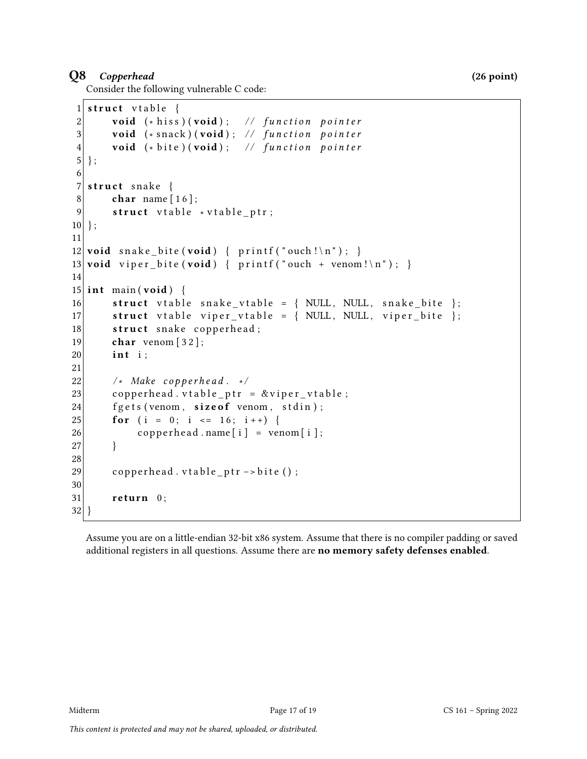## Q8 *Copperhead* (26 point)

Consider the following vulnerable C code:

```
1  struct vtable {
2      void (*hiss)(void);   // function pointer
3      void (*snack)(void);  // function pointer
4      void (*bite)(void);   // function pointer
5  };
6
7  struct snake {
8      char name[16];
9      struct vtable *vtable_ptr;
10 };
11
12 void snake_bite(void) { printf("ouch!\n"); }
13 void viper_bite(void) { printf("ouch + venom!\n"); }
14
15 int main(void) {
16     struct vtable snake_vtable = { NULL, NULL, snake_bite };
17     struct vtable viper_vtable = { NULL, NULL, viper_bite };
18     struct snake copperhead;
19     char venom[32];
20     int i;
21
22     /* Make copperhead. */
23     copperhead.vtable_ptr = &viper_vtable;
24     fgets(venom, sizeof venom, stdin);
25     for (i = 0; i <= 16; i++) {
26         copperhead.name[i] = venom[i];
27     }
28
29     copperhead.vtable_ptr->bite();
30
31     return 0;
32 }
```

Assume you are on a little-endian 32-bit x86 system. Assume that there is no compiler padding or saved additional registers in all questions. Assume there are **no memory safety defenses enabled**.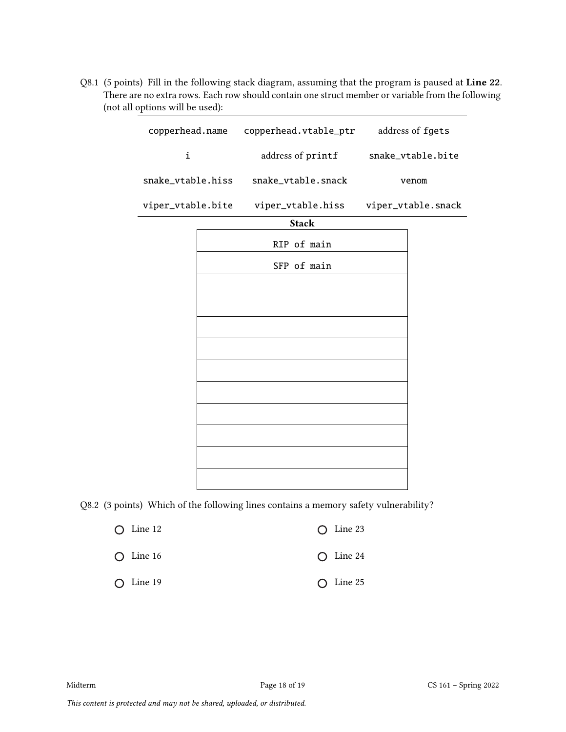Q8.1 (5 points) Fill in the following stack diagram, assuming that the program is paused at **Line 22**. There are no extra rows. Each row should contain one struct member or variable from the following (not all options will be used):

| | | |
|---|---|---|
| `copperhead.name` | `copperhead.vtable_ptr` | address of `fgets` |
| `i` | address of `printf` | `snake_vtable.bite` |
| `snake_vtable.hiss` | `snake_vtable.snack` | `venom` |
| `viper_vtable.bite` | `viper_vtable.hiss` | `viper_vtable.snack` |

**Stack**

| Stack |
|---|
| RIP of main |
| SFP of main |
| |
| |
| |
| |
| |
| |
| |
| |
| |
| |

Q8.2 (3 points) Which of the following lines contains a memory safety vulnerability?

- ○ Line 12
- ○ Line 16
- ○ Line 19
- ○ Line 23
- ○ Line 24
- ○ Line 25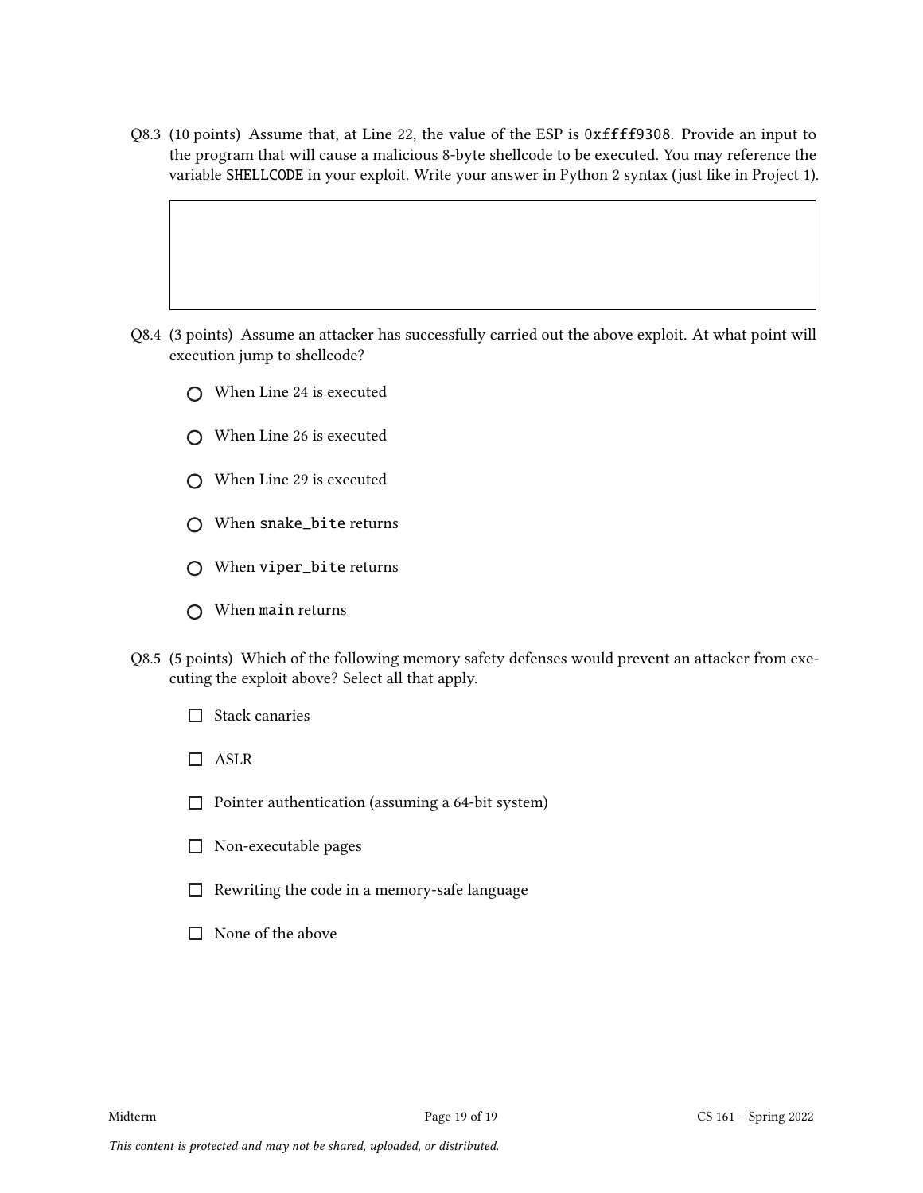Q8.3 (10 points) Assume that, at Line 22, the value of the ESP is `0xffff9308`. Provide an input to the program that will cause a malicious 8-byte shellcode to be executed. You may reference the variable `SHELLCODE` in your exploit. Write your answer in Python 2 syntax (just like in Project 1).

Q8.4 (3 points) Assume an attacker has successfully carried out the above exploit. At what point will execution jump to shellcode?

- ○ When Line 24 is executed
- ○ When Line 26 is executed
- ○ When Line 29 is executed
- ○ When `snake_bite` returns
- ○ When `viper_bite` returns
- ○ When `main` returns

Q8.5 (5 points) Which of the following memory safety defenses would prevent an attacker from executing the exploit above? Select all that apply.

- ☐ Stack canaries
- ☐ ASLR
- ☐ Pointer authentication (assuming a 64-bit system)
- ☐ Non-executable pages
- ☐ Rewriting the code in a memory-safe language
- ☐ None of the above

*This content is protected and may not be shared, uploaded, or distributed.*